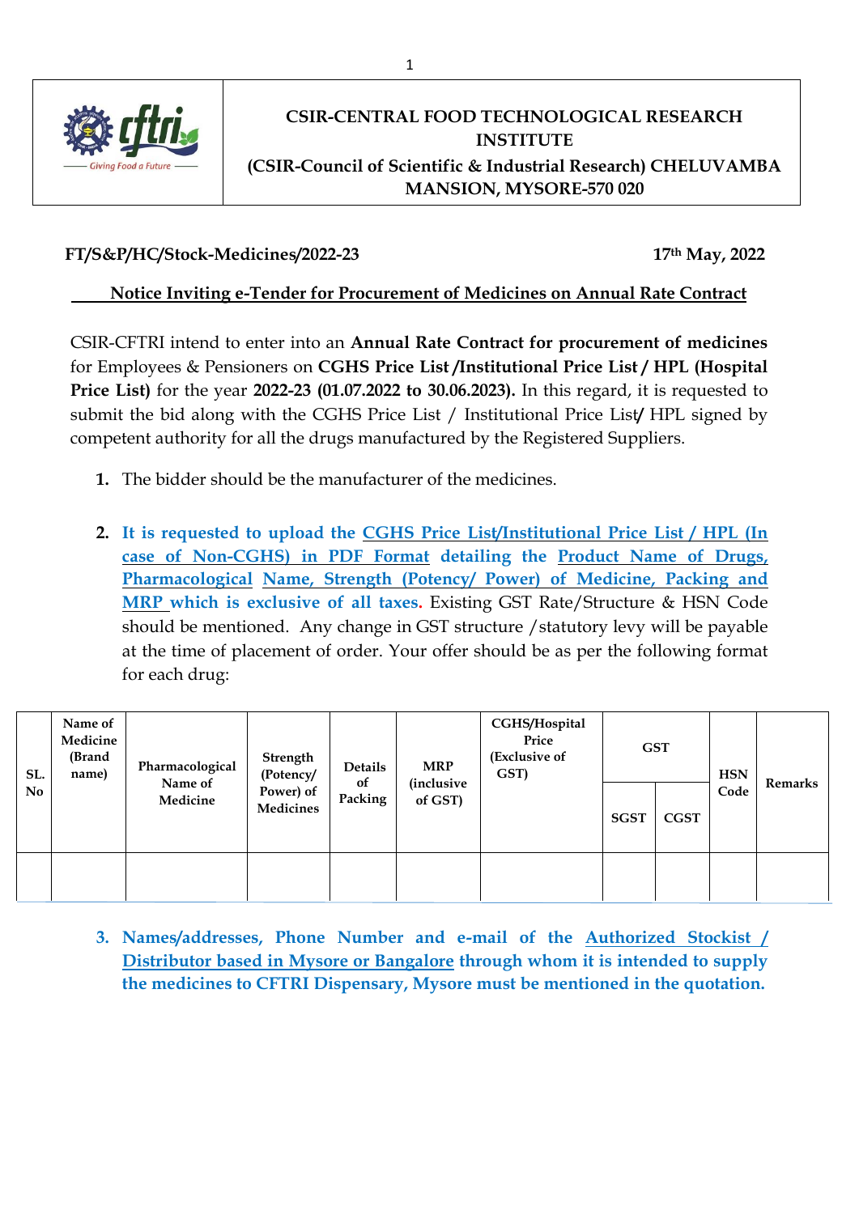**CSIR-CENTRAL FOOD TECHNOLOGICAL RESEARCH INSTITUTE**
**(CSIR-Council of Scientific & Industrial Research) CHELUVAMBA MANSION, MYSORE-570 020**

**FT/S&P/HC/Stock-Medicines/2022-23** **17th May, 2022**

## Notice Inviting e-Tender for Procurement of Medicines on Annual Rate Contract

CSIR-CFTRI intend to enter into an **Annual Rate Contract for procurement of medicines** for Employees & Pensioners on **CGHS Price List /Institutional Price List / HPL (Hospital Price List)** for the year **2022-23 (01.07.2022 to 30.06.2023).** In this regard, it is requested to submit the bid along with the CGHS Price List / Institutional Price List/ HPL signed by competent authority for all the drugs manufactured by the Registered Suppliers.

1. The bidder should be the manufacturer of the medicines.

2. **It is requested to upload the CGHS Price List/Institutional Price List / HPL (In case of Non-CGHS) in PDF Format detailing the Product Name of Drugs, Pharmacological Name, Strength (Potency/ Power) of Medicine, Packing and MRP which is exclusive of all taxes.** Existing GST Rate/Structure & HSN Code should be mentioned. Any change in GST structure /statutory levy will be payable at the time of placement of order. Your offer should be as per the following format for each drug:

| SL. No | Name of Medicine (Brand name) | Pharmacological Name of Medicine | Strength (Potency/ Power) of Medicines | Details of Packing | MRP (inclusive of GST) | CGHS/Hospital Price (Exclusive of GST) | GST | | HSN Code | Remarks |
|---|---|---|---|---|---|---|---|---|---|---|
| | | | | | | | SGST | CGST | | |
| | | | | | | | | | | |

3. **Names/addresses, Phone Number and e-mail of the Authorized Stockist / Distributor based in Mysore or Bangalore through whom it is intended to supply the medicines to CFTRI Dispensary, Mysore must be mentioned in the quotation.**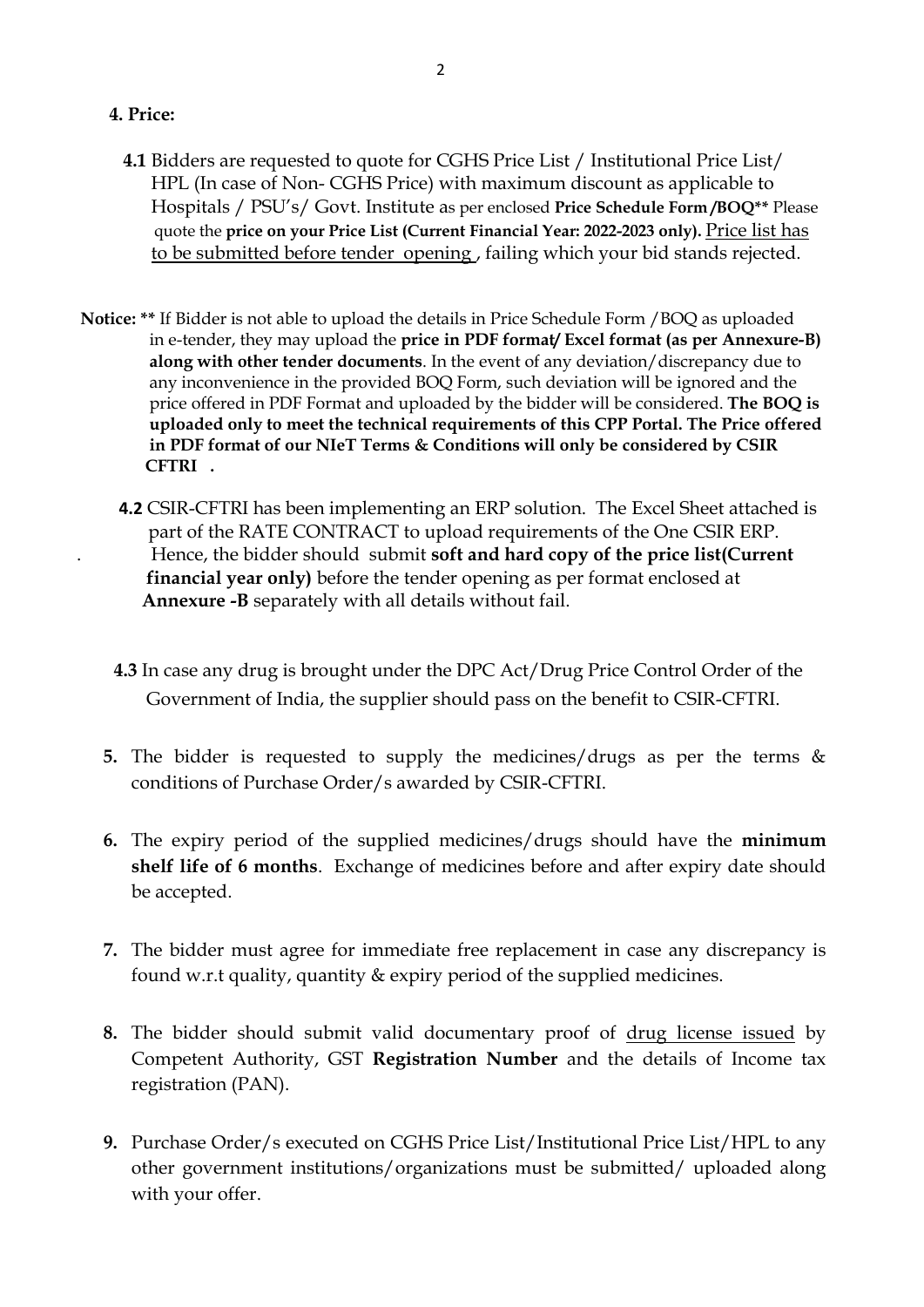**4. Price:**

**4.1** Bidders are requested to quote for CGHS Price List / Institutional Price List/ HPL (In case of Non- CGHS Price) with maximum discount as applicable to Hospitals / PSU's/ Govt. Institute as per enclosed **Price Schedule Form /BOQ**** Please quote the **price on your Price List (Current Financial Year: 2022-2023 only).** Price list has to be submitted before tender opening , failing which your bid stands rejected.

**Notice:** ** If Bidder is not able to upload the details in Price Schedule Form /BOQ as uploaded in e-tender, they may upload the **price in PDF format/ Excel format (as per Annexure-B) along with other tender documents**. In the event of any deviation/discrepancy due to any inconvenience in the provided BOQ Form, such deviation will be ignored and the price offered in PDF Format and uploaded by the bidder will be considered. **The BOQ is uploaded only to meet the technical requirements of this CPP Portal. The Price offered in PDF format of our NIeT Terms & Conditions will only be considered by CSIR CFTRI .**

**4.2** CSIR-CFTRI has been implementing an ERP solution. The Excel Sheet attached is part of the RATE CONTRACT to upload requirements of the One CSIR ERP. Hence, the bidder should submit **soft and hard copy of the price list(Current financial year only)** before the tender opening as per format enclosed at **Annexure -B** separately with all details without fail.

**4.3** In case any drug is brought under the DPC Act/Drug Price Control Order of the Government of India, the supplier should pass on the benefit to CSIR-CFTRI.

**5.** The bidder is requested to supply the medicines/drugs as per the terms & conditions of Purchase Order/s awarded by CSIR-CFTRI.

**6.** The expiry period of the supplied medicines/drugs should have the **minimum shelf life of 6 months**. Exchange of medicines before and after expiry date should be accepted.

**7.** The bidder must agree for immediate free replacement in case any discrepancy is found w.r.t quality, quantity & expiry period of the supplied medicines.

**8.** The bidder should submit valid documentary proof of drug license issued by Competent Authority, GST **Registration Number** and the details of Income tax registration (PAN).

**9.** Purchase Order/s executed on CGHS Price List/Institutional Price List/HPL to any other government institutions/organizations must be submitted/ uploaded along with your offer.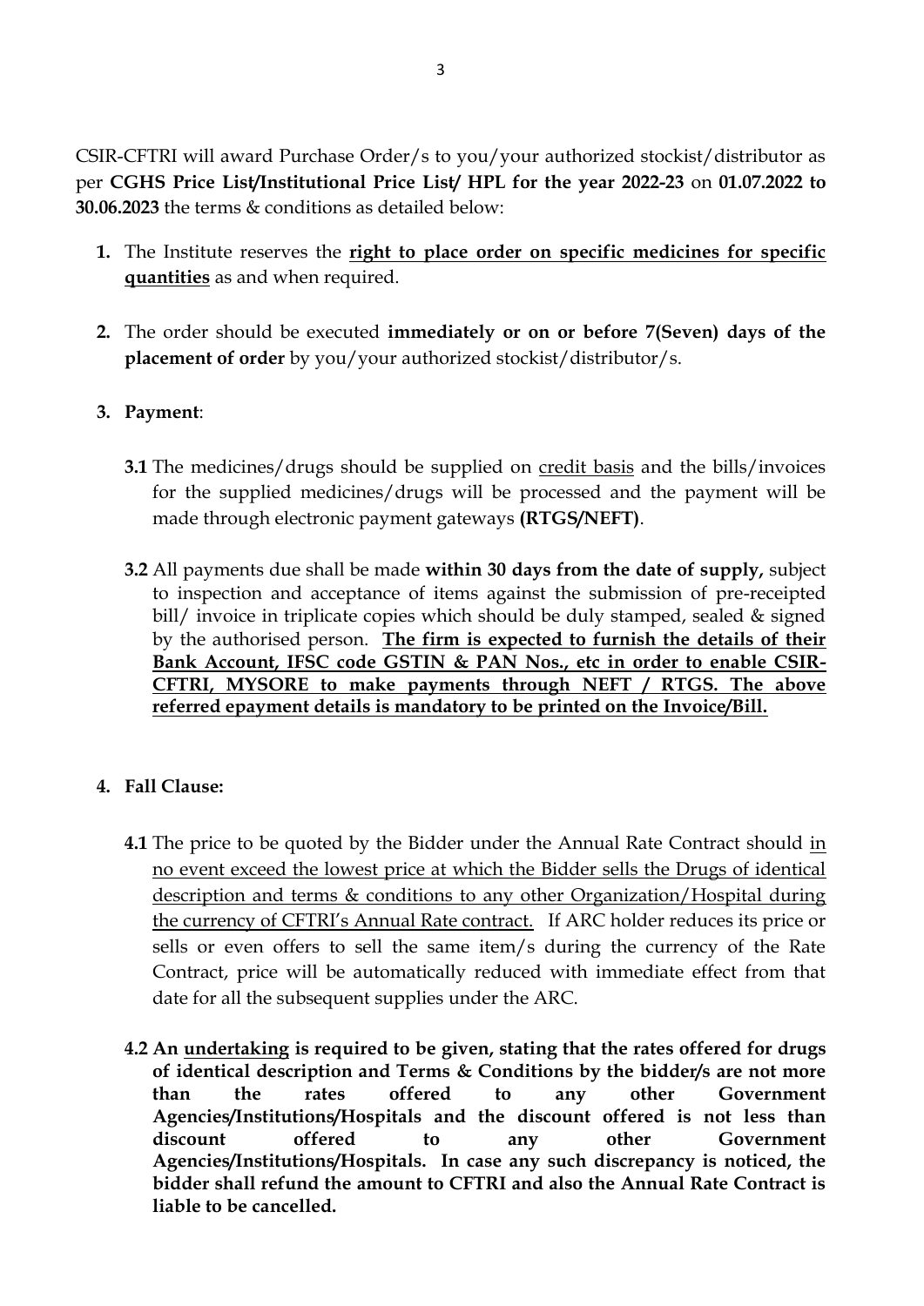CSIR-CFTRI will award Purchase Order/s to you/your authorized stockist/distributor as per **CGHS Price List/Institutional Price List/ HPL for the year 2022-23** on **01.07.2022 to 30.06.2023** the terms & conditions as detailed below:

1. The Institute reserves the **right to place order on specific medicines for specific quantities** as and when required.

2. The order should be executed **immediately or on or before 7(Seven) days of the placement of order** by you/your authorized stockist/distributor/s.

3. **Payment**:

   **3.1** The medicines/drugs should be supplied on credit basis and the bills/invoices for the supplied medicines/drugs will be processed and the payment will be made through electronic payment gateways **(RTGS/NEFT)**.

   **3.2** All payments due shall be made **within 30 days from the date of supply,** subject to inspection and acceptance of items against the submission of pre-receipted bill/ invoice in triplicate copies which should be duly stamped, sealed & signed by the authorised person. **The firm is expected to furnish the details of their Bank Account, IFSC code GSTIN & PAN Nos., etc in order to enable CSIR-CFTRI, MYSORE to make payments through NEFT / RTGS. The above referred epayment details is mandatory to be printed on the Invoice/Bill.**

4. **Fall Clause:**

   **4.1** The price to be quoted by the Bidder under the Annual Rate Contract should in no event exceed the lowest price at which the Bidder sells the Drugs of identical description and terms & conditions to any other Organization/Hospital during the currency of CFTRI's Annual Rate contract. If ARC holder reduces its price or sells or even offers to sell the same item/s during the currency of the Rate Contract, price will be automatically reduced with immediate effect from that date for all the subsequent supplies under the ARC.

   **4.2 An undertaking is required to be given, stating that the rates offered for drugs of identical description and Terms & Conditions by the bidder/s are not more than the rates offered to any other Government Agencies/Institutions/Hospitals and the discount offered is not less than discount offered to any other Government Agencies/Institutions/Hospitals. In case any such discrepancy is noticed, the bidder shall refund the amount to CFTRI and also the Annual Rate Contract is liable to be cancelled.**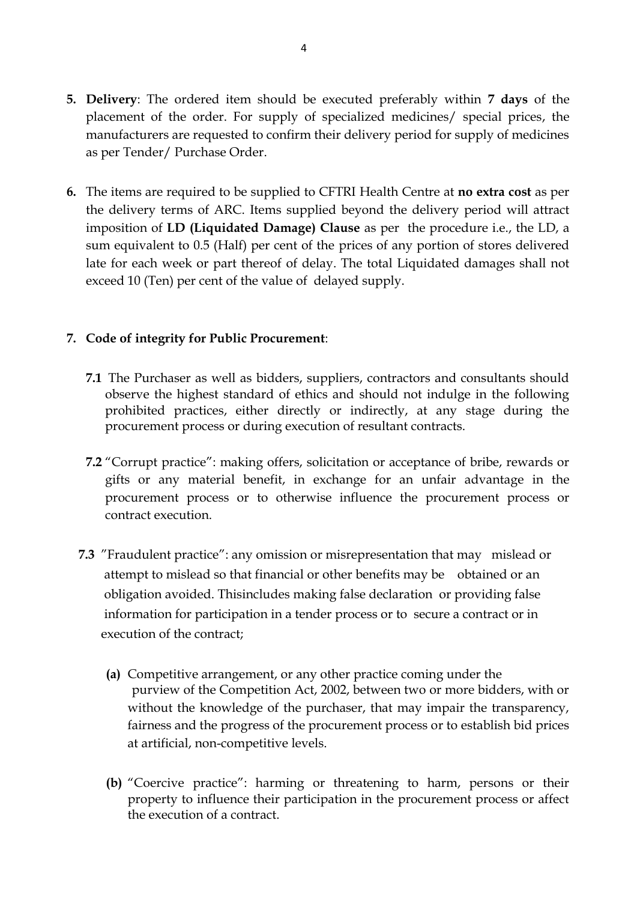5. **Delivery**: The ordered item should be executed preferably within **7 days** of the placement of the order. For supply of specialized medicines/ special prices, the manufacturers are requested to confirm their delivery period for supply of medicines as per Tender/ Purchase Order.

6. The items are required to be supplied to CFTRI Health Centre at **no extra cost** as per the delivery terms of ARC. Items supplied beyond the delivery period will attract imposition of **LD (Liquidated Damage) Clause** as per the procedure i.e., the LD, a sum equivalent to 0.5 (Half) per cent of the prices of any portion of stores delivered late for each week or part thereof of delay. The total Liquidated damages shall not exceed 10 (Ten) per cent of the value of delayed supply.

7. **Code of integrity for Public Procurement**:

   **7.1** The Purchaser as well as bidders, suppliers, contractors and consultants should observe the highest standard of ethics and should not indulge in the following prohibited practices, either directly or indirectly, at any stage during the procurement process or during execution of resultant contracts.

   **7.2** "Corrupt practice": making offers, solicitation or acceptance of bribe, rewards or gifts or any material benefit, in exchange for an unfair advantage in the procurement process or to otherwise influence the procurement process or contract execution.

   **7.3** "Fraudulent practice": any omission or misrepresentation that may mislead or attempt to mislead so that financial or other benefits may be obtained or an obligation avoided. Thisincludes making false declaration or providing false information for participation in a tender process or to secure a contract or in execution of the contract;

   **(a)** Competitive arrangement, or any other practice coming under the purview of the Competition Act, 2002, between two or more bidders, with or without the knowledge of the purchaser, that may impair the transparency, fairness and the progress of the procurement process or to establish bid prices at artificial, non-competitive levels.

   **(b)** "Coercive practice": harming or threatening to harm, persons or their property to influence their participation in the procurement process or affect the execution of a contract.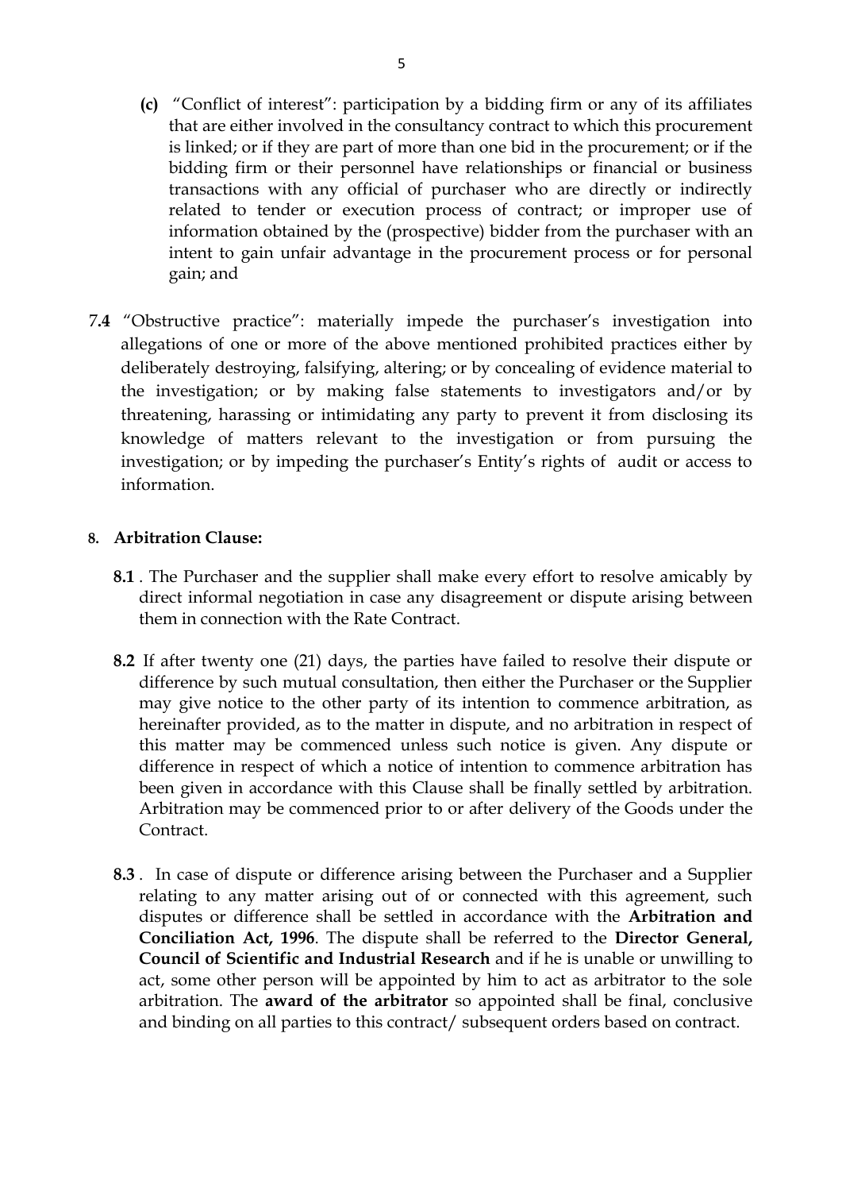**(c)** "Conflict of interest": participation by a bidding firm or any of its affiliates that are either involved in the consultancy contract to which this procurement is linked; or if they are part of more than one bid in the procurement; or if the bidding firm or their personnel have relationships or financial or business transactions with any official of purchaser who are directly or indirectly related to tender or execution process of contract; or improper use of information obtained by the (prospective) bidder from the purchaser with an intent to gain unfair advantage in the procurement process or for personal gain; and

**7.4** "Obstructive practice": materially impede the purchaser's investigation into allegations of one or more of the above mentioned prohibited practices either by deliberately destroying, falsifying, altering; or by concealing of evidence material to the investigation; or by making false statements to investigators and/or by threatening, harassing or intimidating any party to prevent it from disclosing its knowledge of matters relevant to the investigation or from pursuing the investigation; or by impeding the purchaser's Entity's rights of audit or access to information.

**8. Arbitration Clause:**

**8.1** . The Purchaser and the supplier shall make every effort to resolve amicably by direct informal negotiation in case any disagreement or dispute arising between them in connection with the Rate Contract.

**8.2** If after twenty one (21) days, the parties have failed to resolve their dispute or difference by such mutual consultation, then either the Purchaser or the Supplier may give notice to the other party of its intention to commence arbitration, as hereinafter provided, as to the matter in dispute, and no arbitration in respect of this matter may be commenced unless such notice is given. Any dispute or difference in respect of which a notice of intention to commence arbitration has been given in accordance with this Clause shall be finally settled by arbitration. Arbitration may be commenced prior to or after delivery of the Goods under the Contract.

**8.3** . In case of dispute or difference arising between the Purchaser and a Supplier relating to any matter arising out of or connected with this agreement, such disputes or difference shall be settled in accordance with the **Arbitration and Conciliation Act, 1996**. The dispute shall be referred to the **Director General, Council of Scientific and Industrial Research** and if he is unable or unwilling to act, some other person will be appointed by him to act as arbitrator to the sole arbitration. The **award of the arbitrator** so appointed shall be final, conclusive and binding on all parties to this contract/ subsequent orders based on contract.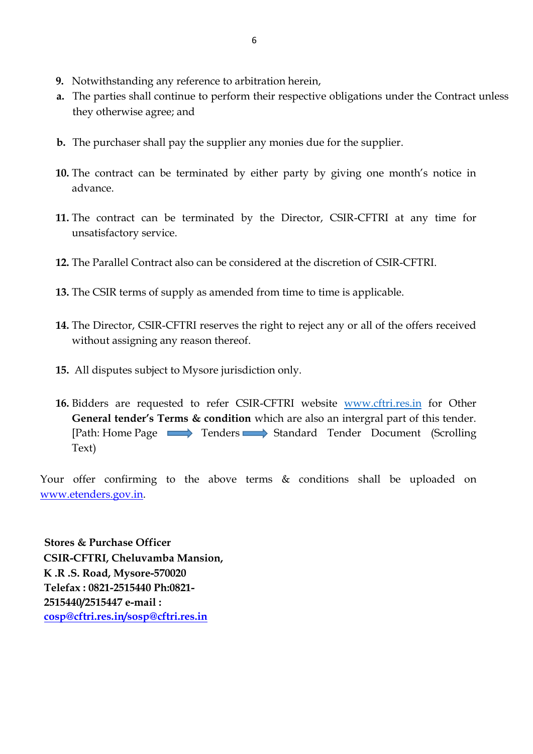**9.** Notwithstanding any reference to arbitration herein,

**a.** The parties shall continue to perform their respective obligations under the Contract unless they otherwise agree; and

**b.** The purchaser shall pay the supplier any monies due for the supplier.

**10.** The contract can be terminated by either party by giving one month's notice in advance.

**11.** The contract can be terminated by the Director, CSIR-CFTRI at any time for unsatisfactory service.

**12.** The Parallel Contract also can be considered at the discretion of CSIR-CFTRI.

**13.** The CSIR terms of supply as amended from time to time is applicable.

**14.** The Director, CSIR-CFTRI reserves the right to reject any or all of the offers received without assigning any reason thereof.

**15.** All disputes subject to Mysore jurisdiction only.

**16.** Bidders are requested to refer CSIR-CFTRI website [www.cftri.res.in](http://www.cftri.res.in) for Other **General tender's Terms & condition** which are also an intergral part of this tender. [Path: Home Page ➡ Tenders ➡ Standard Tender Document (Scrolling Text)

Your offer confirming to the above terms & conditions shall be uploaded on [www.etenders.gov.in](http://www.etenders.gov.in).

**Stores & Purchase Officer**
**CSIR-CFTRI, Cheluvamba Mansion,**
**K .R .S. Road, Mysore-570020**
**Telefax : 0821-2515440 Ph:0821-2515440/2515447 e-mail :**
**cosp@cftri.res.in/sosp@cftri.res.in**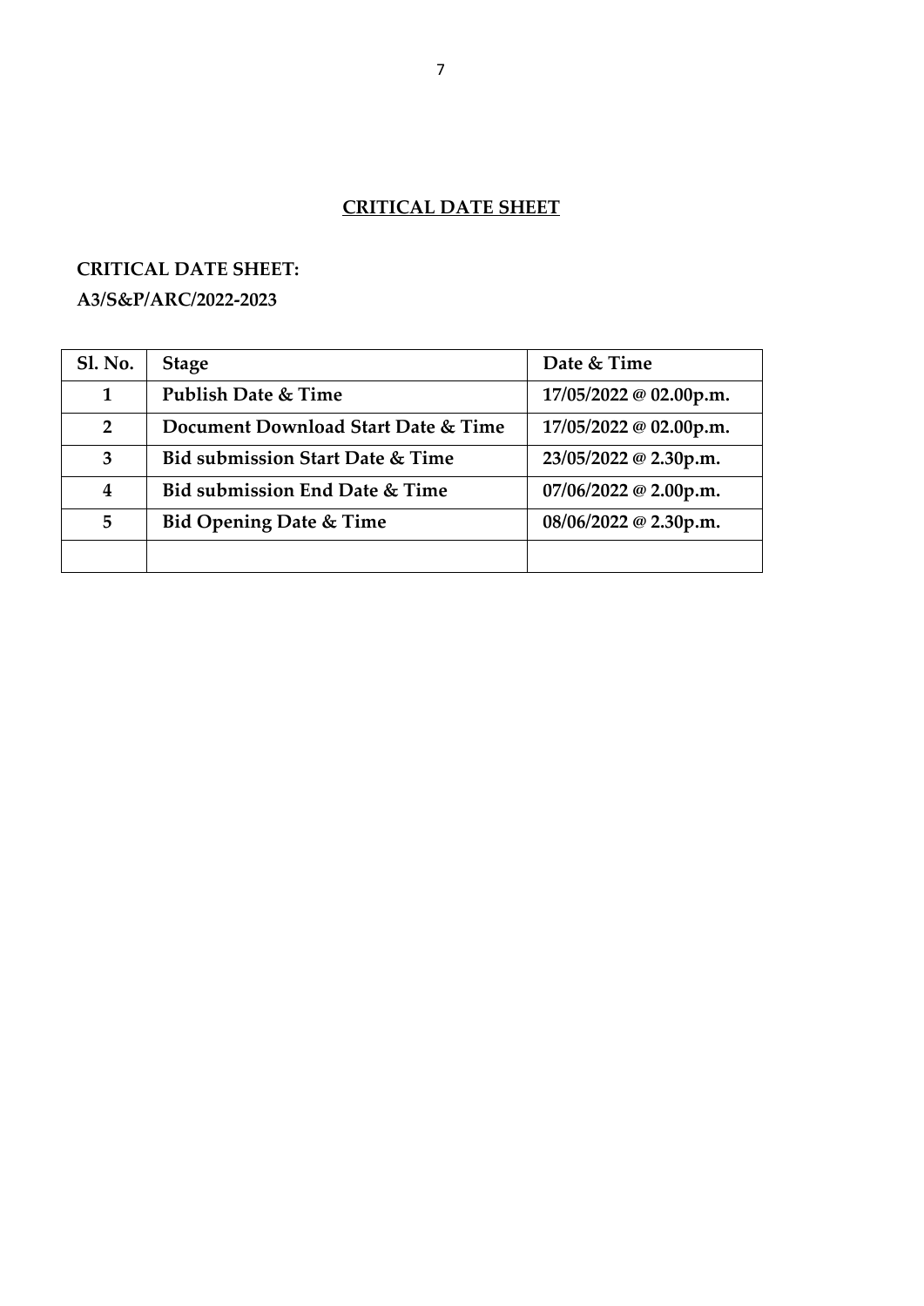# CRITICAL DATE SHEET

**CRITICAL DATE SHEET:**

**A3/S&P/ARC/2022-2023**

| Sl. No. | Stage | Date & Time |
|---|---|---|
| 1 | Publish Date & Time | 17/05/2022 @ 02.00p.m. |
| 2 | Document Download Start Date & Time | 17/05/2022 @ 02.00p.m. |
| 3 | Bid submission Start Date & Time | 23/05/2022 @ 2.30p.m. |
| 4 | Bid submission End Date & Time | 07/06/2022 @ 2.00p.m. |
| 5 | Bid Opening Date & Time | 08/06/2022 @ 2.30p.m. |
| | | |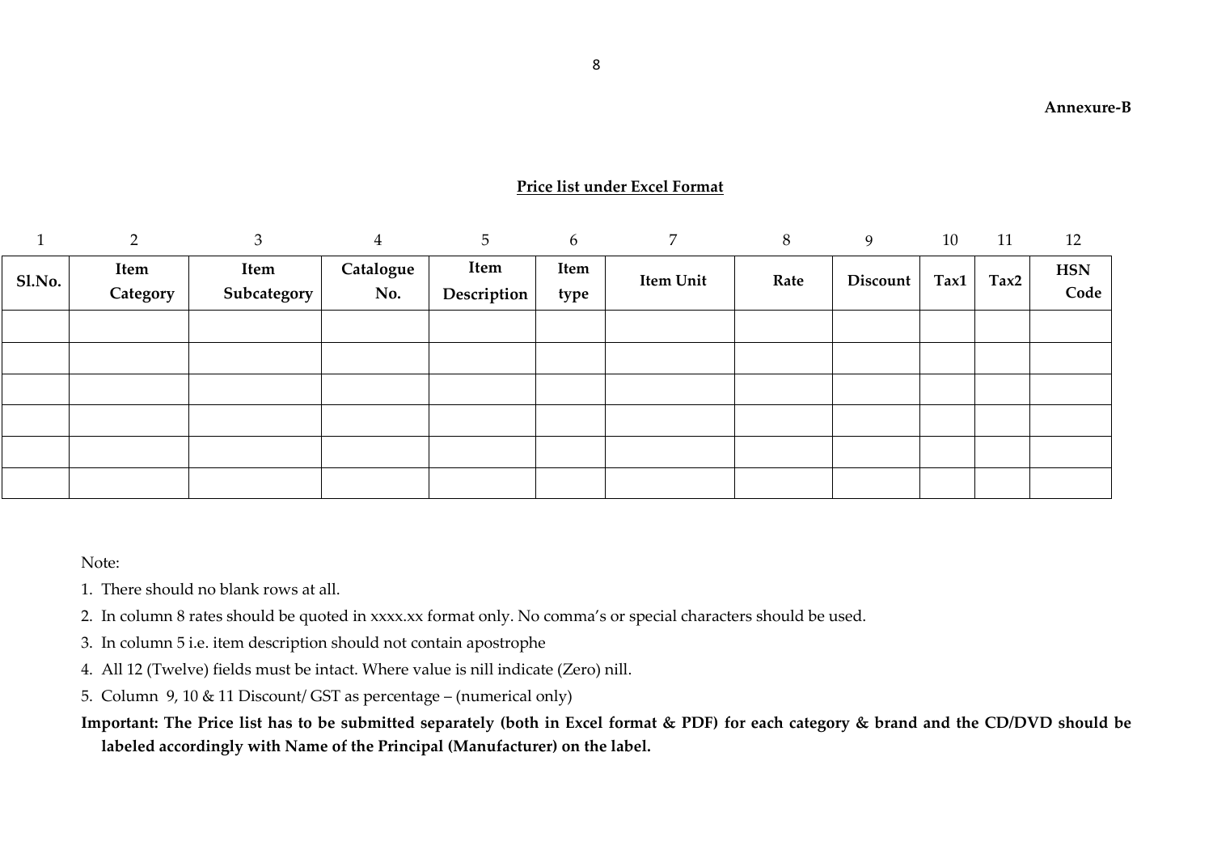**Annexure-B**

**Price list under Excel Format**

| 1 | 2 | 3 | 4 | 5 | 6 | 7 | 8 | 9 | 10 | 11 | 12 |
|---|---|---|---|---|---|---|---|---|---|---|---|
| **Sl.No.** | **Item Category** | **Item Subcategory** | **Catalogue No.** | **Item Description** | **Item type** | **Item Unit** | **Rate** | **Discount** | **Tax1** | **Tax2** | **HSN Code** |
| | | | | | | | | | | | |
| | | | | | | | | | | | |
| | | | | | | | | | | | |
| | | | | | | | | | | | |
| | | | | | | | | | | | |
| | | | | | | | | | | | |

Note:

1. There should no blank rows at all.
2. In column 8 rates should be quoted in xxxx.xx format only. No comma's or special characters should be used.
3. In column 5 i.e. item description should not contain apostrophe
4. All 12 (Twelve) fields must be intact. Where value is nill indicate (Zero) nill.
5. Column 9, 10 & 11 Discount/ GST as percentage – (numerical only)

**Important: The Price list has to be submitted separately (both in Excel format & PDF) for each category & brand and the CD/DVD should be labeled accordingly with Name of the Principal (Manufacturer) on the label.**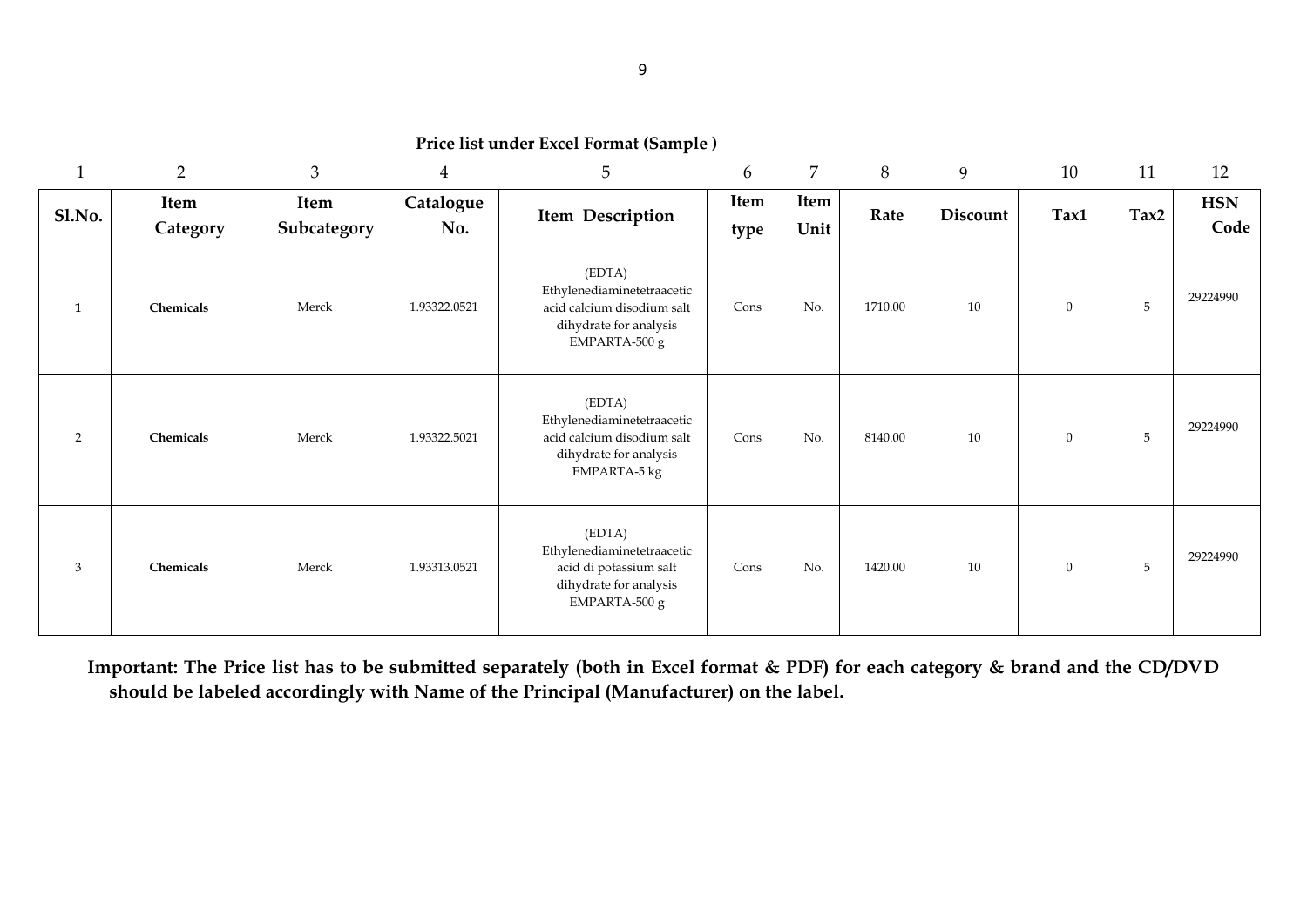**Price list under Excel Format (Sample )**

| 1 | 2 | 3 | 4 | 5 | 6 | 7 | 8 | 9 | 10 | 11 | 12 |
|---|---|---|---|---|---|---|---|---|---|---|---|
| **Sl.No.** | **Item Category** | **Item Subcategory** | **Catalogue No.** | **Item Description** | **Item type** | **Item Unit** | **Rate** | **Discount** | **Tax1** | **Tax2** | **HSN Code** |
| **1** | **Chemicals** | Merck | 1.93322.0521 | (EDTA) Ethylenediaminetetraacetic acid calcium disodium salt dihydrate for analysis EMPARTA-500 g | Cons | No. | 1710.00 | 10 | 0 | 5 | 29224990 |
| 2 | **Chemicals** | Merck | 1.93322.5021 | (EDTA) Ethylenediaminetetraacetic acid calcium disodium salt dihydrate for analysis EMPARTA-5 kg | Cons | No. | 8140.00 | 10 | 0 | 5 | 29224990 |
| 3 | **Chemicals** | Merck | 1.93313.0521 | (EDTA) Ethylenediaminetetraacetic acid di potassium salt dihydrate for analysis EMPARTA-500 g | Cons | No. | 1420.00 | 10 | 0 | 5 | 29224990 |

**Important: The Price list has to be submitted separately (both in Excel format & PDF) for each category & brand and the CD/DVD should be labeled accordingly with Name of the Principal (Manufacturer) on the label.**